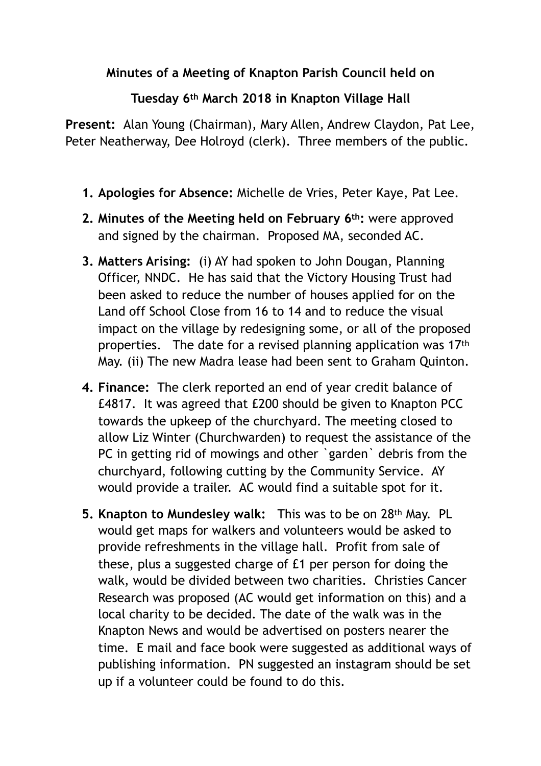**Minutes of a Meeting of Knapton Parish Council held on**

**Tuesday 6th March 2018 in Knapton Village Hall**

**Present:** Alan Young (Chairman), Mary Allen, Andrew Claydon, Pat Lee, Peter Neatherway, Dee Holroyd (clerk). Three members of the public.

1. **Apologies for Absence:** Michelle de Vries, Peter Kaye, Pat Lee.
2. **Minutes of the Meeting held on February 6th:** were approved and signed by the chairman. Proposed MA, seconded AC.
3. **Matters Arising:** (i) AY had spoken to John Dougan, Planning Officer, NNDC. He has said that the Victory Housing Trust had been asked to reduce the number of houses applied for on the Land off School Close from 16 to 14 and to reduce the visual impact on the village by redesigning some, or all of the proposed properties. The date for a revised planning application was 17th May. (ii) The new Madra lease had been sent to Graham Quinton.
4. **Finance:** The clerk reported an end of year credit balance of £4817. It was agreed that £200 should be given to Knapton PCC towards the upkeep of the churchyard. The meeting closed to allow Liz Winter (Churchwarden) to request the assistance of the PC in getting rid of mowings and other `garden` debris from the churchyard, following cutting by the Community Service. AY would provide a trailer. AC would find a suitable spot for it.
5. **Knapton to Mundesley walk:** This was to be on 28th May. PL would get maps for walkers and volunteers would be asked to provide refreshments in the village hall. Profit from sale of these, plus a suggested charge of £1 per person for doing the walk, would be divided between two charities. Christies Cancer Research was proposed (AC would get information on this) and a local charity to be decided. The date of the walk was in the Knapton News and would be advertised on posters nearer the time. E mail and face book were suggested as additional ways of publishing information. PN suggested an instagram should be set up if a volunteer could be found to do this.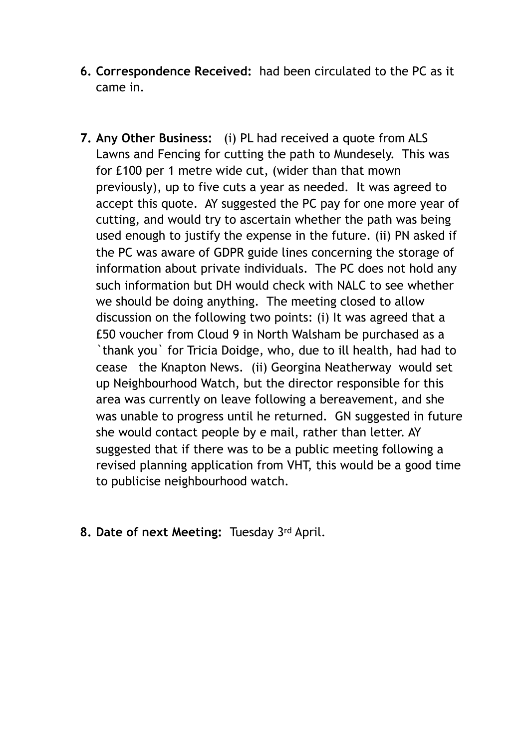6. **Correspondence Received:** had been circulated to the PC as it came in.

7. **Any Other Business:** (i) PL had received a quote from ALS Lawns and Fencing for cutting the path to Mundesely. This was for £100 per 1 metre wide cut, (wider than that mown previously), up to five cuts a year as needed. It was agreed to accept this quote. AY suggested the PC pay for one more year of cutting, and would try to ascertain whether the path was being used enough to justify the expense in the future. (ii) PN asked if the PC was aware of GDPR guide lines concerning the storage of information about private individuals. The PC does not hold any such information but DH would check with NALC to see whether we should be doing anything. The meeting closed to allow discussion on the following two points: (i) It was agreed that a £50 voucher from Cloud 9 in North Walsham be purchased as a `thank you` for Tricia Doidge, who, due to ill health, had had to cease the Knapton News. (ii) Georgina Neatherway would set up Neighbourhood Watch, but the director responsible for this area was currently on leave following a bereavement, and she was unable to progress until he returned. GN suggested in future she would contact people by e mail, rather than letter. AY suggested that if there was to be a public meeting following a revised planning application from VHT, this would be a good time to publicise neighbourhood watch.

8. **Date of next Meeting:** Tuesday 3rd April.